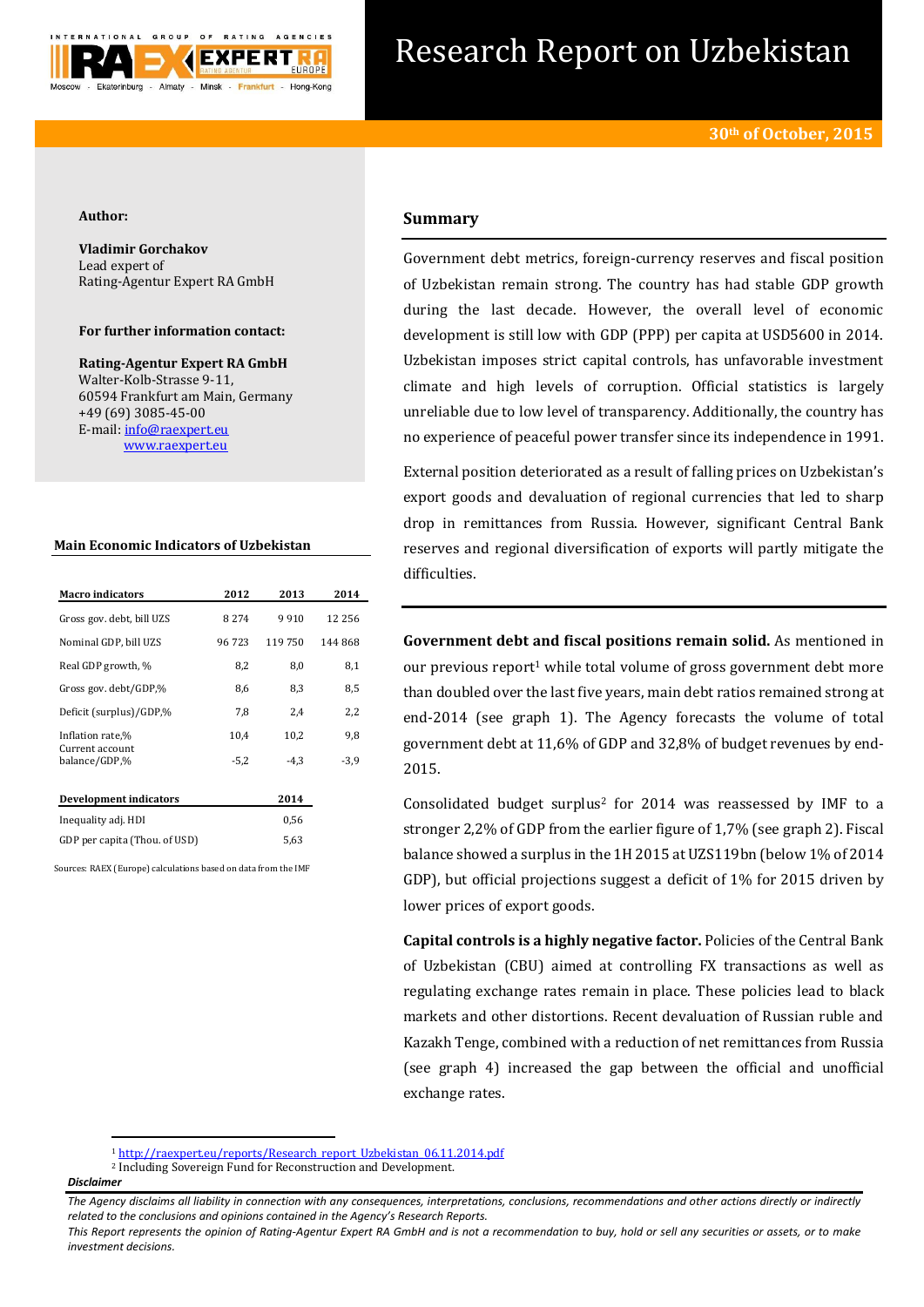# Research Report on Uzbekistan

**30th of October, 2015**

**Author:**

**Vladimir Gorchakov**
Lead expert of
Rating-Agentur Expert RA GmbH

**For further information contact:**

**Rating-Agentur Expert RA GmbH**
Walter-Kolb-Strasse 9-11,
60594 Frankfurt am Main, Germany
+49 (69) 3085-45-00
E-mail: info@raexpert.eu
www.raexpert.eu

**Main Economic Indicators of Uzbekistan**

| Macro indicators | 2012 | 2013 | 2014 |
|---|---|---|---|
| Gross gov. debt, bill UZS | 8 274 | 9 910 | 12 256 |
| Nominal GDP, bill UZS | 96 723 | 119 750 | 144 868 |
| Real GDP growth, % | 8,2 | 8,0 | 8,1 |
| Gross gov. debt/GDP,% | 8,6 | 8,3 | 8,5 |
| Deficit (surplus)/GDP,% | 7,8 | 2,4 | 2,2 |
| Inflation rate,% | 10,4 | 10,2 | 9,8 |
| Current account balance/GDP,% | -5,2 | -4,3 | -3,9 |

| Development indicators | 2014 |
|---|---|
| Inequality adj. HDI | 0,56 |
| GDP per capita (Thou. of USD) | 5,63 |

Sources: RAEX (Europe) calculations based on data from the IMF

## Summary

Government debt metrics, foreign-currency reserves and fiscal position of Uzbekistan remain strong. The country has had stable GDP growth during the last decade. However, the overall level of economic development is still low with GDP (PPP) per capita at USD5600 in 2014. Uzbekistan imposes strict capital controls, has unfavorable investment climate and high levels of corruption. Official statistics is largely unreliable due to low level of transparency. Additionally, the country has no experience of peaceful power transfer since its independence in 1991.

External position deteriorated as a result of falling prices on Uzbekistan's export goods and devaluation of regional currencies that led to sharp drop in remittances from Russia. However, significant Central Bank reserves and regional diversification of exports will partly mitigate the difficulties.

**Government debt and fiscal positions remain solid.** As mentioned in our previous report[1] while total volume of gross government debt more than doubled over the last five years, main debt ratios remained strong at end-2014 (see graph 1). The Agency forecasts the volume of total government debt at 11,6% of GDP and 32,8% of budget revenues by end-2015.

Consolidated budget surplus[2] for 2014 was reassessed by IMF to a stronger 2,2% of GDP from the earlier figure of 1,7% (see graph 2). Fiscal balance showed a surplus in the 1H 2015 at UZS119bn (below 1% of 2014 GDP), but official projections suggest a deficit of 1% for 2015 driven by lower prices of export goods.

**Capital controls is a highly negative factor.** Policies of the Central Bank of Uzbekistan (CBU) aimed at controlling FX transactions as well as regulating exchange rates remain in place. These policies lead to black markets and other distortions. Recent devaluation of Russian ruble and Kazakh Tenge, combined with a reduction of net remittances from Russia (see graph 4) increased the gap between the official and unofficial exchange rates.

[1] http://raexpert.eu/reports/Research_report_Uzbekistan_06.11.2014.pdf
[2] Including Sovereign Fund for Reconstruction and Development.

***Disclaimer***

*The Agency disclaims all liability in connection with any consequences, interpretations, conclusions, recommendations and other actions directly or indirectly related to the conclusions and opinions contained in the Agency's Research Reports.*
*This Report represents the opinion of Rating-Agentur Expert RA GmbH and is not a recommendation to buy, hold or sell any securities or assets, or to make investment decisions.*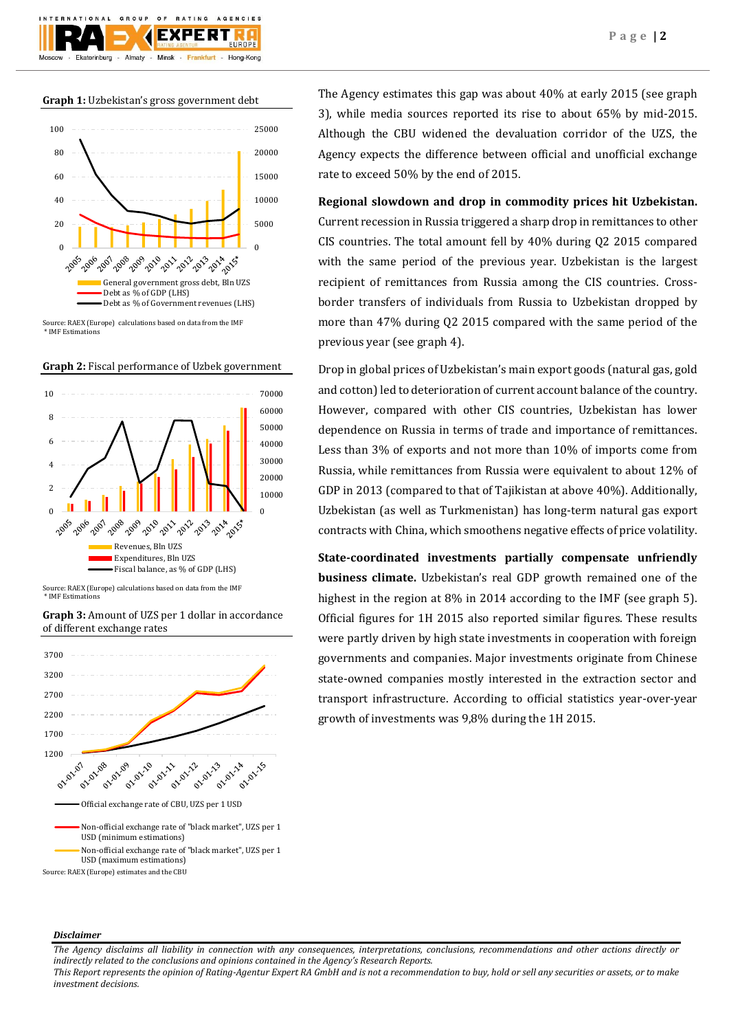**Graph 1:** Uzbekistan's gross government debt

Source: RAEX (Europe) calculations based on data from the IMF
\* IMF Estimations

**Graph 2:** Fiscal performance of Uzbek government

Source: RAEX (Europe) calculations based on data from the IMF
\* IMF Estimations

**Graph 3:** Amount of UZS per 1 dollar in accordance of different exchange rates

Source: RAEX (Europe) estimates and the CBU

The Agency estimates this gap was about 40% at early 2015 (see graph 3), while media sources reported its rise to about 65% by mid-2015. Although the CBU widened the devaluation corridor of the UZS, the Agency expects the difference between official and unofficial exchange rate to exceed 50% by the end of 2015.

**Regional slowdown and drop in commodity prices hit Uzbekistan.** Current recession in Russia triggered a sharp drop in remittances to other CIS countries. The total amount fell by 40% during Q2 2015 compared with the same period of the previous year. Uzbekistan is the largest recipient of remittances from Russia among the CIS countries. Cross-border transfers of individuals from Russia to Uzbekistan dropped by more than 47% during Q2 2015 compared with the same period of the previous year (see graph 4).

Drop in global prices of Uzbekistan's main export goods (natural gas, gold and cotton) led to deterioration of current account balance of the country. However, compared with other CIS countries, Uzbekistan has lower dependence on Russia in terms of trade and importance of remittances. Less than 3% of exports and not more than 10% of imports come from Russia, while remittances from Russia were equivalent to about 12% of GDP in 2013 (compared to that of Tajikistan at above 40%). Additionally, Uzbekistan (as well as Turkmenistan) has long-term natural gas export contracts with China, which smoothens negative effects of price volatility.

**State-coordinated investments partially compensate unfriendly business climate.** Uzbekistan's real GDP growth remained one of the highest in the region at 8% in 2014 according to the IMF (see graph 5). Official figures for 1H 2015 also reported similar figures. These results were partly driven by high state investments in cooperation with foreign governments and companies. Major investments originate from Chinese state-owned companies mostly interested in the extraction sector and transport infrastructure. According to official statistics year-over-year growth of investments was 9,8% during the 1H 2015.

***Disclaimer***

*The Agency disclaims all liability in connection with any consequences, interpretations, conclusions, recommendations and other actions directly or indirectly related to the conclusions and opinions contained in the Agency's Research Reports.*
*This Report represents the opinion of Rating-Agentur Expert RA GmbH and is not a recommendation to buy, hold or sell any securities or assets, or to make investment decisions.*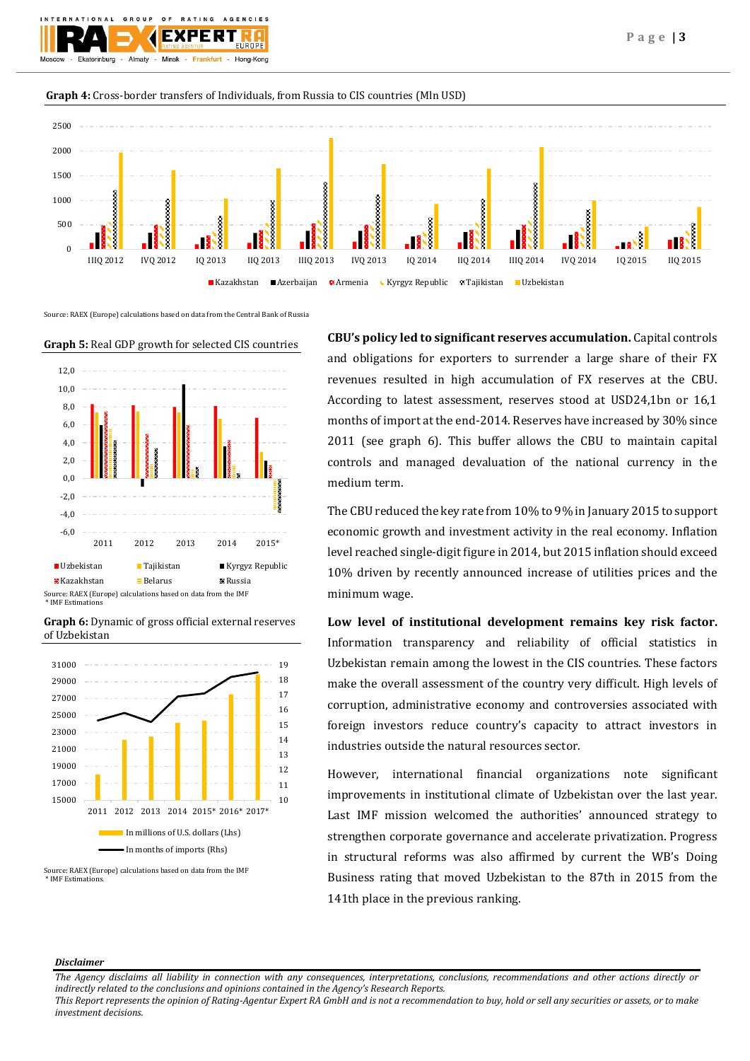**Graph 4:** Cross-border transfers of Individuals, from Russia to CIS countries (Mln USD)

2500
2000
1500
1000
500
0

IIIQ 2012, IVQ 2012, IQ 2013, IIQ 2013, IIIQ 2013, IVQ 2013, IQ 2014, IIQ 2014, IIIQ 2014, IVQ 2014, IQ 2015, IIQ 2015

Kazakhstan, Azerbaijan, Armenia, Kyrgyz Republic, Tajikistan, Uzbekistan

Source: RAEX (Europe) calculations based on data from the Central Bank of Russia

**Graph 5:** Real GDP growth for selected CIS countries

12,0
10,0
8,0
6,0
4,0
2,0
0,0
-2,0
-4,0
-6,0

2011, 2012, 2013, 2014, 2015*

Uzbekistan, Tajikistan, Kyrgyz Republic, Kazakhstan, Belarus, Russia

Source: RAEX (Europe) calculations based on data from the IMF
\* IMF Estimations

**Graph 6:** Dynamic of gross official external reserves of Uzbekistan

31000, 29000, 27000, 25000, 23000, 21000, 19000, 17000, 15000

19, 18, 17, 16, 15, 14, 13, 12, 11, 10

2011, 2012, 2013, 2014, 2015*, 2016*, 2017*

In millions of U.S. dollars (Lhs)

In months of imports (Rhs)

Source: RAEX (Europe) calculations based on data from the IMF
\* IMF Estimations.

**CBU's policy led to significant reserves accumulation.** Capital controls and obligations for exporters to surrender a large share of their FX revenues resulted in high accumulation of FX reserves at the CBU. According to latest assessment, reserves stood at USD24,1bn or 16,1 months of import at the end-2014. Reserves have increased by 30% since 2011 (see graph 6). This buffer allows the CBU to maintain capital controls and managed devaluation of the national currency in the medium term.

The CBU reduced the key rate from 10% to 9% in January 2015 to support economic growth and investment activity in the real economy. Inflation level reached single-digit figure in 2014, but 2015 inflation should exceed 10% driven by recently announced increase of utilities prices and the minimum wage.

**Low level of institutional development remains key risk factor.** Information transparency and reliability of official statistics in Uzbekistan remain among the lowest in the CIS countries. These factors make the overall assessment of the country very difficult. High levels of corruption, administrative economy and controversies associated with foreign investors reduce country's capacity to attract investors in industries outside the natural resources sector.

However, international financial organizations note significant improvements in institutional climate of Uzbekistan over the last year. Last IMF mission welcomed the authorities' announced strategy to strengthen corporate governance and accelerate privatization. Progress in structural reforms was also affirmed by current the WB's Doing Business rating that moved Uzbekistan to the 87th in 2015 from the 141th place in the previous ranking.

***Disclaimer***

*The Agency disclaims all liability in connection with any consequences, interpretations, conclusions, recommendations and other actions directly or indirectly related to the conclusions and opinions contained in the Agency's Research Reports.*
*This Report represents the opinion of Rating-Agentur Expert RA GmbH and is not a recommendation to buy, hold or sell any securities or assets, or to make investment decisions.*